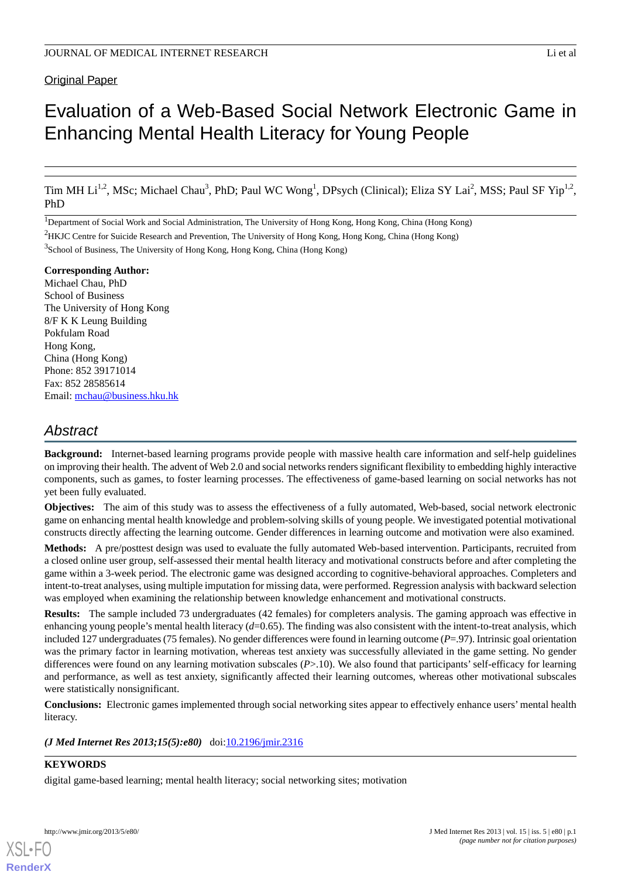Original Paper

# Evaluation of a Web-Based Social Network Electronic Game in Enhancing Mental Health Literacy for Young People

Tim MH Li[1,2], MSc; Michael Chau[3], PhD; Paul WC Wong[1], DPsych (Clinical); Eliza SY Lai[2], MSS; Paul SF Yip[1,2], PhD

[1]Department of Social Work and Social Administration, The University of Hong Kong, Hong Kong, China (Hong Kong)

[2]HKJC Centre for Suicide Research and Prevention, The University of Hong Kong, Hong Kong, China (Hong Kong)

[3]School of Business, The University of Hong Kong, Hong Kong, China (Hong Kong)

**Corresponding Author:**
Michael Chau, PhD
School of Business
The University of Hong Kong
8/F K K Leung Building
Pokfulam Road
Hong Kong,
China (Hong Kong)
Phone: 852 39171014
Fax: 852 28585614
Email: mchau@business.hku.hk

## Abstract

**Background:** Internet-based learning programs provide people with massive health care information and self-help guidelines on improving their health. The advent of Web 2.0 and social networks renders significant flexibility to embedding highly interactive components, such as games, to foster learning processes. The effectiveness of game-based learning on social networks has not yet been fully evaluated.

**Objectives:** The aim of this study was to assess the effectiveness of a fully automated, Web-based, social network electronic game on enhancing mental health knowledge and problem-solving skills of young people. We investigated potential motivational constructs directly affecting the learning outcome. Gender differences in learning outcome and motivation were also examined.

**Methods:** A pre/posttest design was used to evaluate the fully automated Web-based intervention. Participants, recruited from a closed online user group, self-assessed their mental health literacy and motivational constructs before and after completing the game within a 3-week period. The electronic game was designed according to cognitive-behavioral approaches. Completers and intent-to-treat analyses, using multiple imputation for missing data, were performed. Regression analysis with backward selection was employed when examining the relationship between knowledge enhancement and motivational constructs.

**Results:** The sample included 73 undergraduates (42 females) for completers analysis. The gaming approach was effective in enhancing young people's mental health literacy ($d$=0.65). The finding was also consistent with the intent-to-treat analysis, which included 127 undergraduates (75 females). No gender differences were found in learning outcome ($P$=.97). Intrinsic goal orientation was the primary factor in learning motivation, whereas test anxiety was successfully alleviated in the game setting. No gender differences were found on any learning motivation subscales ($P$>.10). We also found that participants' self-efficacy for learning and performance, as well as test anxiety, significantly affected their learning outcomes, whereas other motivational subscales were statistically nonsignificant.

**Conclusions:** Electronic games implemented through social networking sites appear to effectively enhance users' mental health literacy.

***(J Med Internet Res 2013;15(5):e80)*** doi:10.2196/jmir.2316

**KEYWORDS**

digital game-based learning; mental health literacy; social networking sites; motivation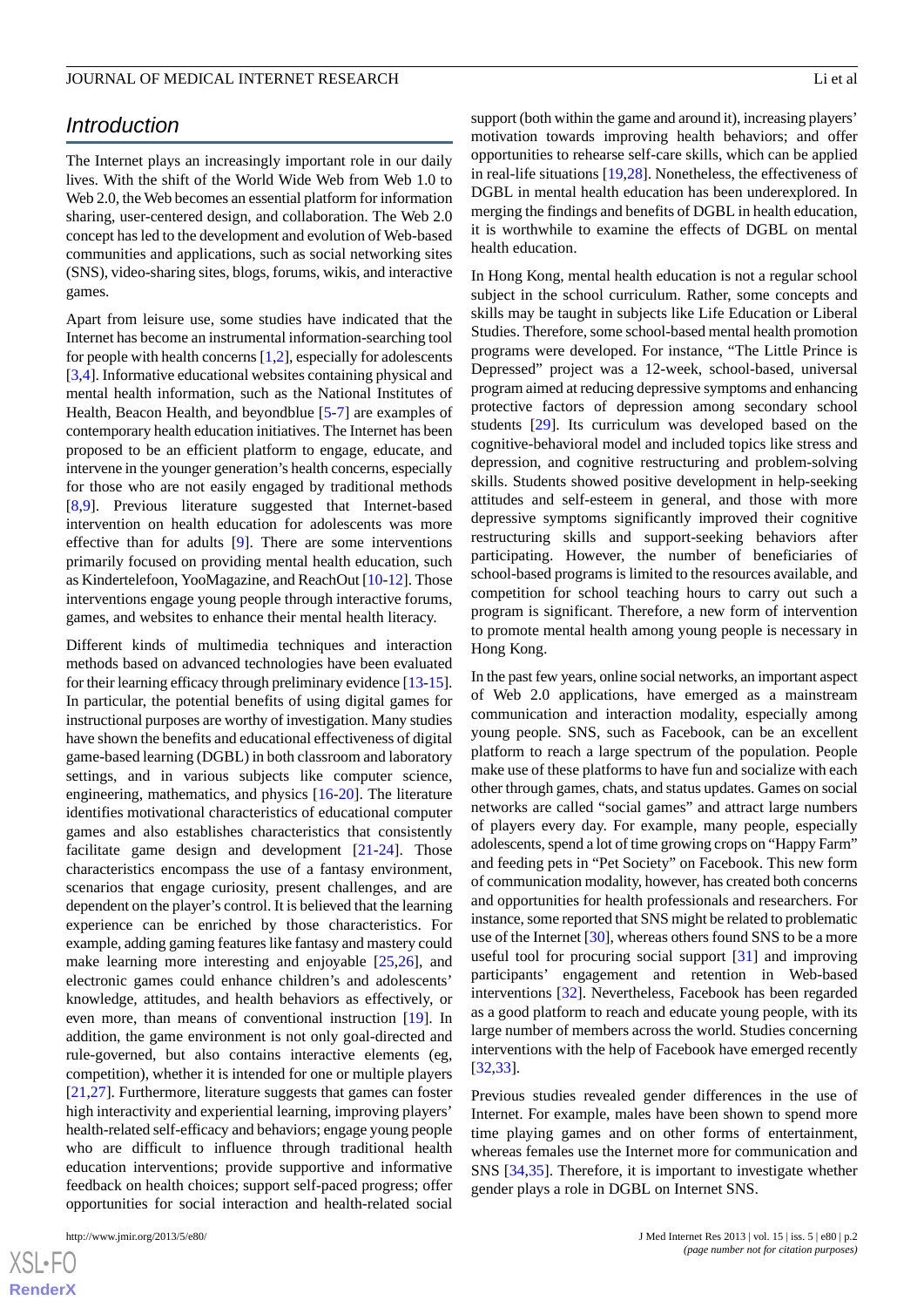## Introduction

The Internet plays an increasingly important role in our daily lives. With the shift of the World Wide Web from Web 1.0 to Web 2.0, the Web becomes an essential platform for information sharing, user-centered design, and collaboration. The Web 2.0 concept has led to the development and evolution of Web-based communities and applications, such as social networking sites (SNS), video-sharing sites, blogs, forums, wikis, and interactive games.

Apart from leisure use, some studies have indicated that the Internet has become an instrumental information-searching tool for people with health concerns [1,2], especially for adolescents [3,4]. Informative educational websites containing physical and mental health information, such as the National Institutes of Health, Beacon Health, and beyondblue [5-7] are examples of contemporary health education initiatives. The Internet has been proposed to be an efficient platform to engage, educate, and intervene in the younger generation's health concerns, especially for those who are not easily engaged by traditional methods [8,9]. Previous literature suggested that Internet-based intervention on health education for adolescents was more effective than for adults [9]. There are some interventions primarily focused on providing mental health education, such as Kindertelefoon, YooMagazine, and ReachOut [10-12]. Those interventions engage young people through interactive forums, games, and websites to enhance their mental health literacy.

Different kinds of multimedia techniques and interaction methods based on advanced technologies have been evaluated for their learning efficacy through preliminary evidence [13-15]. In particular, the potential benefits of using digital games for instructional purposes are worthy of investigation. Many studies have shown the benefits and educational effectiveness of digital game-based learning (DGBL) in both classroom and laboratory settings, and in various subjects like computer science, engineering, mathematics, and physics [16-20]. The literature identifies motivational characteristics of educational computer games and also establishes characteristics that consistently facilitate game design and development [21-24]. Those characteristics encompass the use of a fantasy environment, scenarios that engage curiosity, present challenges, and are dependent on the player's control. It is believed that the learning experience can be enriched by those characteristics. For example, adding gaming features like fantasy and mastery could make learning more interesting and enjoyable [25,26], and electronic games could enhance children's and adolescents' knowledge, attitudes, and health behaviors as effectively, or even more, than means of conventional instruction [19]. In addition, the game environment is not only goal-directed and rule-governed, but also contains interactive elements (eg, competition), whether it is intended for one or multiple players [21,27]. Furthermore, literature suggests that games can foster high interactivity and experiential learning, improving players' health-related self-efficacy and behaviors; engage young people who are difficult to influence through traditional health education interventions; provide supportive and informative feedback on health choices; support self-paced progress; offer opportunities for social interaction and health-related social support (both within the game and around it), increasing players' motivation towards improving health behaviors; and offer opportunities to rehearse self-care skills, which can be applied in real-life situations [19,28]. Nonetheless, the effectiveness of DGBL in mental health education has been underexplored. In merging the findings and benefits of DGBL in health education, it is worthwhile to examine the effects of DGBL on mental health education.

In Hong Kong, mental health education is not a regular school subject in the school curriculum. Rather, some concepts and skills may be taught in subjects like Life Education or Liberal Studies. Therefore, some school-based mental health promotion programs were developed. For instance, "The Little Prince is Depressed" project was a 12-week, school-based, universal program aimed at reducing depressive symptoms and enhancing protective factors of depression among secondary school students [29]. Its curriculum was developed based on the cognitive-behavioral model and included topics like stress and depression, and cognitive restructuring and problem-solving skills. Students showed positive development in help-seeking attitudes and self-esteem in general, and those with more depressive symptoms significantly improved their cognitive restructuring skills and support-seeking behaviors after participating. However, the number of beneficiaries of school-based programs is limited to the resources available, and competition for school teaching hours to carry out such a program is significant. Therefore, a new form of intervention to promote mental health among young people is necessary in Hong Kong.

In the past few years, online social networks, an important aspect of Web 2.0 applications, have emerged as a mainstream communication and interaction modality, especially among young people. SNS, such as Facebook, can be an excellent platform to reach a large spectrum of the population. People make use of these platforms to have fun and socialize with each other through games, chats, and status updates. Games on social networks are called "social games" and attract large numbers of players every day. For example, many people, especially adolescents, spend a lot of time growing crops on "Happy Farm" and feeding pets in "Pet Society" on Facebook. This new form of communication modality, however, has created both concerns and opportunities for health professionals and researchers. For instance, some reported that SNS might be related to problematic use of the Internet [30], whereas others found SNS to be a more useful tool for procuring social support [31] and improving participants' engagement and retention in Web-based interventions [32]. Nevertheless, Facebook has been regarded as a good platform to reach and educate young people, with its large number of members across the world. Studies concerning interventions with the help of Facebook have emerged recently [32,33].

Previous studies revealed gender differences in the use of Internet. For example, males have been shown to spend more time playing games and on other forms of entertainment, whereas females use the Internet more for communication and SNS [34,35]. Therefore, it is important to investigate whether gender plays a role in DGBL on Internet SNS.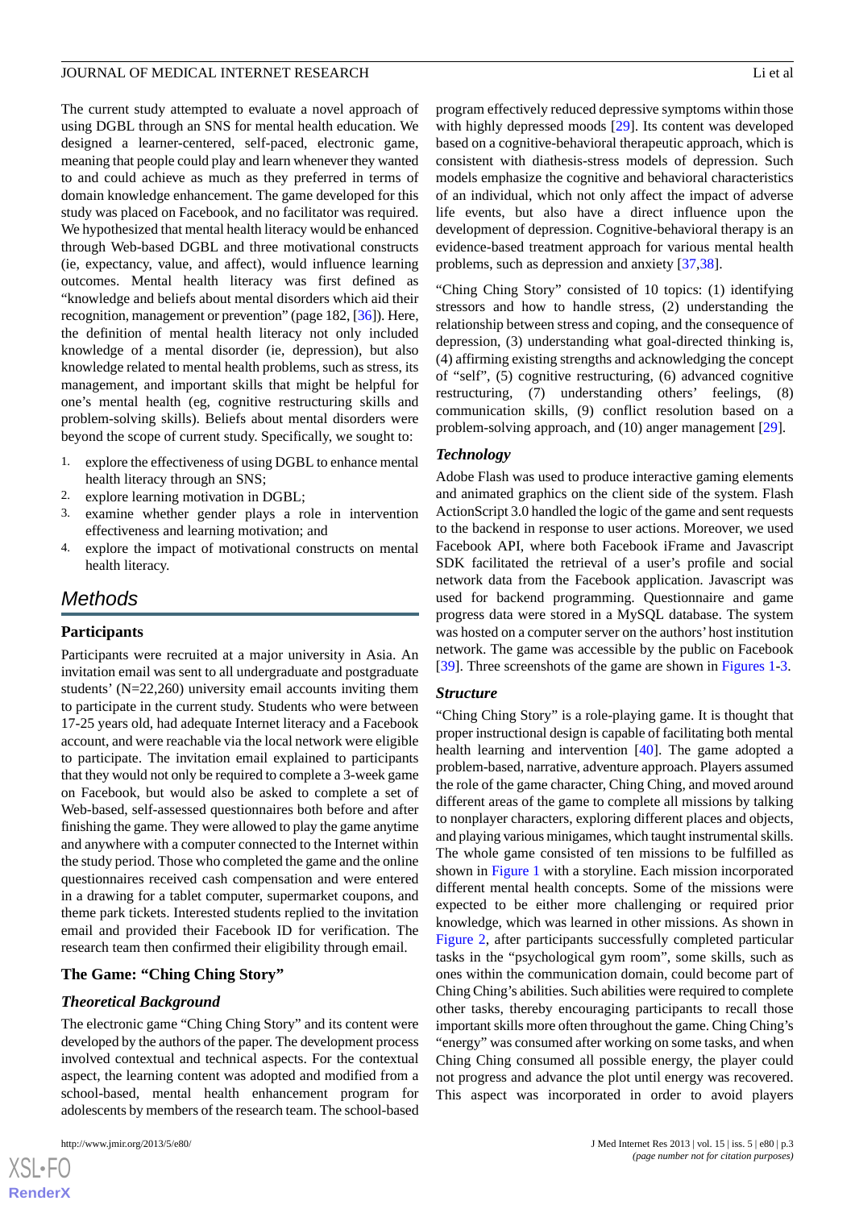The current study attempted to evaluate a novel approach of using DGBL through an SNS for mental health education. We designed a learner-centered, self-paced, electronic game, meaning that people could play and learn whenever they wanted to and could achieve as much as they preferred in terms of domain knowledge enhancement. The game developed for this study was placed on Facebook, and no facilitator was required. We hypothesized that mental health literacy would be enhanced through Web-based DGBL and three motivational constructs (ie, expectancy, value, and affect), would influence learning outcomes. Mental health literacy was first defined as "knowledge and beliefs about mental disorders which aid their recognition, management or prevention" (page 182, [36]). Here, the definition of mental health literacy not only included knowledge of a mental disorder (ie, depression), but also knowledge related to mental health problems, such as stress, its management, and important skills that might be helpful for one's mental health (eg, cognitive restructuring skills and problem-solving skills). Beliefs about mental disorders were beyond the scope of current study. Specifically, we sought to:

1. explore the effectiveness of using DGBL to enhance mental health literacy through an SNS;
2. explore learning motivation in DGBL;
3. examine whether gender plays a role in intervention effectiveness and learning motivation; and
4. explore the impact of motivational constructs on mental health literacy.

## Methods

### Participants

Participants were recruited at a major university in Asia. An invitation email was sent to all undergraduate and postgraduate students' (N=22,260) university email accounts inviting them to participate in the current study. Students who were between 17-25 years old, had adequate Internet literacy and a Facebook account, and were reachable via the local network were eligible to participate. The invitation email explained to participants that they would not only be required to complete a 3-week game on Facebook, but would also be asked to complete a set of Web-based, self-assessed questionnaires both before and after finishing the game. They were allowed to play the game anytime and anywhere with a computer connected to the Internet within the study period. Those who completed the game and the online questionnaires received cash compensation and were entered in a drawing for a tablet computer, supermarket coupons, and theme park tickets. Interested students replied to the invitation email and provided their Facebook ID for verification. The research team then confirmed their eligibility through email.

### The Game: "Ching Ching Story"

#### *Theoretical Background*

The electronic game "Ching Ching Story" and its content were developed by the authors of the paper. The development process involved contextual and technical aspects. For the contextual aspect, the learning content was adopted and modified from a school-based, mental health enhancement program for adolescents by members of the research team. The school-based program effectively reduced depressive symptoms within those with highly depressed moods [29]. Its content was developed based on a cognitive-behavioral therapeutic approach, which is consistent with diathesis-stress models of depression. Such models emphasize the cognitive and behavioral characteristics of an individual, which not only affect the impact of adverse life events, but also have a direct influence upon the development of depression. Cognitive-behavioral therapy is an evidence-based treatment approach for various mental health problems, such as depression and anxiety [37,38].

"Ching Ching Story" consisted of 10 topics: (1) identifying stressors and how to handle stress, (2) understanding the relationship between stress and coping, and the consequence of depression, (3) understanding what goal-directed thinking is, (4) affirming existing strengths and acknowledging the concept of "self", (5) cognitive restructuring, (6) advanced cognitive restructuring, (7) understanding others' feelings, (8) communication skills, (9) conflict resolution based on a problem-solving approach, and (10) anger management [29].

#### *Technology*

Adobe Flash was used to produce interactive gaming elements and animated graphics on the client side of the system. Flash ActionScript 3.0 handled the logic of the game and sent requests to the backend in response to user actions. Moreover, we used Facebook API, where both Facebook iFrame and Javascript SDK facilitated the retrieval of a user's profile and social network data from the Facebook application. Javascript was used for backend programming. Questionnaire and game progress data were stored in a MySQL database. The system was hosted on a computer server on the authors' host institution network. The game was accessible by the public on Facebook [39]. Three screenshots of the game are shown in Figures 1-3.

#### *Structure*

"Ching Ching Story" is a role-playing game. It is thought that proper instructional design is capable of facilitating both mental health learning and intervention [40]. The game adopted a problem-based, narrative, adventure approach. Players assumed the role of the game character, Ching Ching, and moved around different areas of the game to complete all missions by talking to nonplayer characters, exploring different places and objects, and playing various minigames, which taught instrumental skills. The whole game consisted of ten missions to be fulfilled as shown in Figure 1 with a storyline. Each mission incorporated different mental health concepts. Some of the missions were expected to be either more challenging or required prior knowledge, which was learned in other missions. As shown in Figure 2, after participants successfully completed particular tasks in the "psychological gym room", some skills, such as ones within the communication domain, could become part of Ching Ching's abilities. Such abilities were required to complete other tasks, thereby encouraging participants to recall those important skills more often throughout the game. Ching Ching's "energy" was consumed after working on some tasks, and when Ching Ching consumed all possible energy, the player could not progress and advance the plot until energy was recovered. This aspect was incorporated in order to avoid players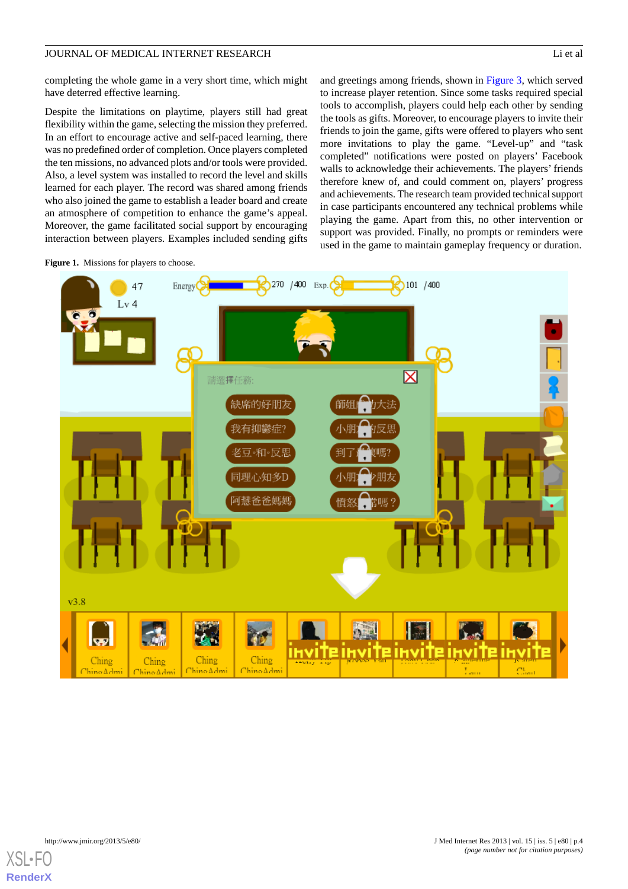completing the whole game in a very short time, which might have deterred effective learning.

Despite the limitations on playtime, players still had great flexibility within the game, selecting the mission they preferred. In an effort to encourage active and self-paced learning, there was no predefined order of completion. Once players completed the ten missions, no advanced plots and/or tools were provided. Also, a level system was installed to record the level and skills learned for each player. The record was shared among friends who also joined the game to establish a leader board and create an atmosphere of competition to enhance the game's appeal. Moreover, the game facilitated social support by encouraging interaction between players. Examples included sending gifts and greetings among friends, shown in Figure 3, which served to increase player retention. Since some tasks required special tools to accomplish, players could help each other by sending the tools as gifts. Moreover, to encourage players to invite their friends to join the game, gifts were offered to players who sent more invitations to play the game. "Level-up" and "task completed" notifications were posted on players' Facebook walls to acknowledge their achievements. The players' friends therefore knew of, and could comment on, players' progress and achievements. The research team provided technical support in case participants encountered any technical problems while playing the game. Apart from this, no other intervention or support was provided. Finally, no prompts or reminders were used in the game to maintain gameplay frequency or duration.

**Figure 1.** Missions for players to choose.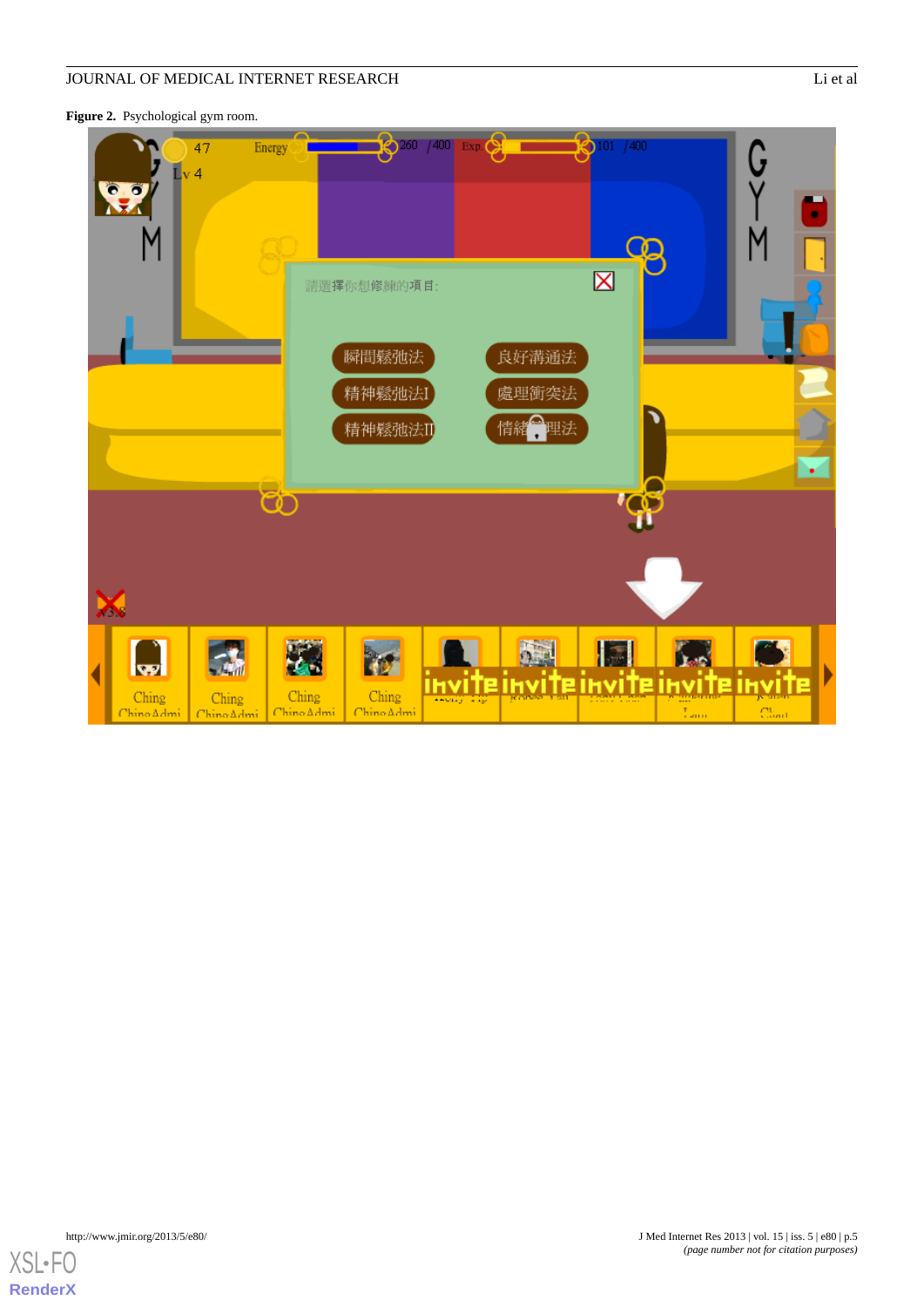**Figure 2.** Psychological gym room.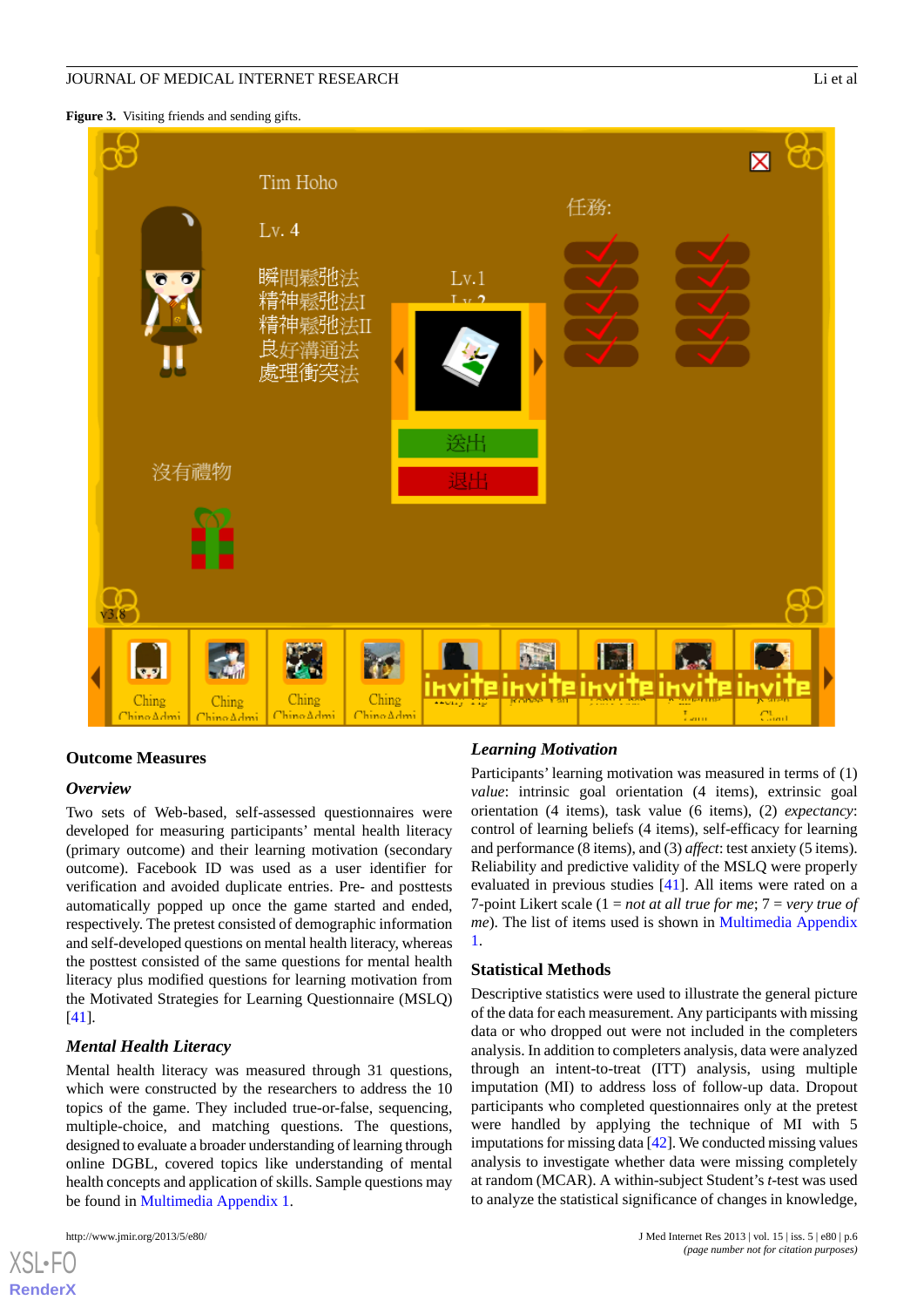**Figure 3.** Visiting friends and sending gifts.

## Outcome Measures

### Overview

Two sets of Web-based, self-assessed questionnaires were developed for measuring participants' mental health literacy (primary outcome) and their learning motivation (secondary outcome). Facebook ID was used as a user identifier for verification and avoided duplicate entries. Pre- and posttests automatically popped up once the game started and ended, respectively. The pretest consisted of demographic information and self-developed questions on mental health literacy, whereas the posttest consisted of the same questions for mental health literacy plus modified questions for learning motivation from the Motivated Strategies for Learning Questionnaire (MSLQ) [41].

### Mental Health Literacy

Mental health literacy was measured through 31 questions, which were constructed by the researchers to address the 10 topics of the game. They included true-or-false, sequencing, multiple-choice, and matching questions. The questions, designed to evaluate a broader understanding of learning through online DGBL, covered topics like understanding of mental health concepts and application of skills. Sample questions may be found in Multimedia Appendix 1.

### Learning Motivation

Participants' learning motivation was measured in terms of (1) *value*: intrinsic goal orientation (4 items), extrinsic goal orientation (4 items), task value (6 items), (2) *expectancy*: control of learning beliefs (4 items), self-efficacy for learning and performance (8 items), and (3) *affect*: test anxiety (5 items). Reliability and predictive validity of the MSLQ were properly evaluated in previous studies [41]. All items were rated on a 7-point Likert scale (1 = *not at all true for me*; 7 = *very true of me*). The list of items used is shown in Multimedia Appendix 1.

## Statistical Methods

Descriptive statistics were used to illustrate the general picture of the data for each measurement. Any participants with missing data or who dropped out were not included in the completers analysis. In addition to completers analysis, data were analyzed through an intent-to-treat (ITT) analysis, using multiple imputation (MI) to address loss of follow-up data. Dropout participants who completed questionnaires only at the pretest were handled by applying the technique of MI with 5 imputations for missing data [42]. We conducted missing values analysis to investigate whether data were missing completely at random (MCAR). A within-subject Student's *t*-test was used to analyze the statistical significance of changes in knowledge,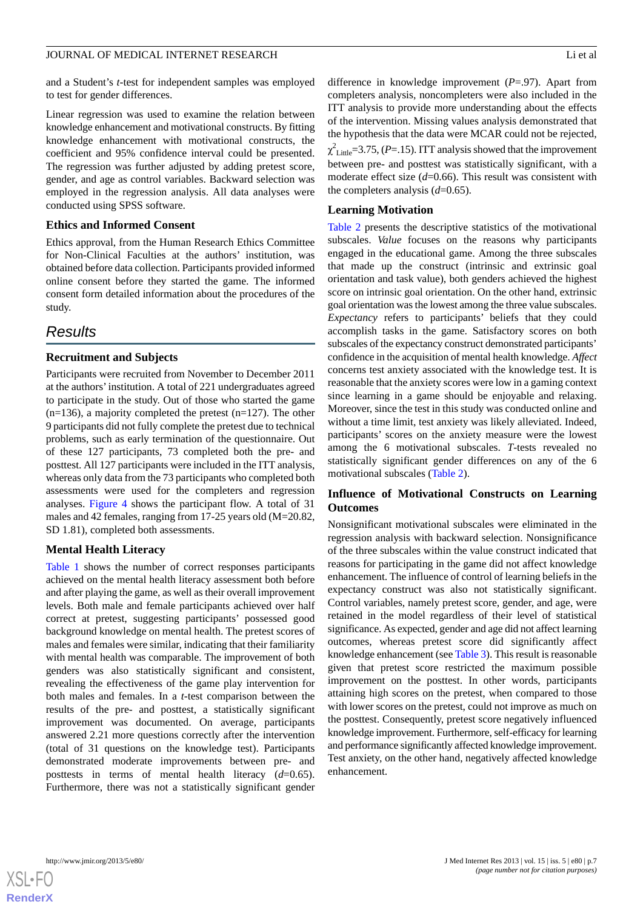and a Student's *t*-test for independent samples was employed to test for gender differences.

Linear regression was used to examine the relation between knowledge enhancement and motivational constructs. By fitting knowledge enhancement with motivational constructs, the coefficient and 95% confidence interval could be presented. The regression was further adjusted by adding pretest score, gender, and age as control variables. Backward selection was employed in the regression analysis. All data analyses were conducted using SPSS software.

### Ethics and Informed Consent

Ethics approval, from the Human Research Ethics Committee for Non-Clinical Faculties at the authors' institution, was obtained before data collection. Participants provided informed online consent before they started the game. The informed consent form detailed information about the procedures of the study.

## Results

### Recruitment and Subjects

Participants were recruited from November to December 2011 at the authors' institution. A total of 221 undergraduates agreed to participate in the study. Out of those who started the game (n=136), a majority completed the pretest (n=127). The other 9 participants did not fully complete the pretest due to technical problems, such as early termination of the questionnaire. Out of these 127 participants, 73 completed both the pre- and posttest. All 127 participants were included in the ITT analysis, whereas only data from the 73 participants who completed both assessments were used for the completers and regression analyses. Figure 4 shows the participant flow. A total of 31 males and 42 females, ranging from 17-25 years old (M=20.82, SD 1.81), completed both assessments.

### Mental Health Literacy

Table 1 shows the number of correct responses participants achieved on the mental health literacy assessment both before and after playing the game, as well as their overall improvement levels. Both male and female participants achieved over half correct at pretest, suggesting participants' possessed good background knowledge on mental health. The pretest scores of males and females were similar, indicating that their familiarity with mental health was comparable. The improvement of both genders was also statistically significant and consistent, revealing the effectiveness of the game play intervention for both males and females. In a *t*-test comparison between the results of the pre- and posttest, a statistically significant improvement was documented. On average, participants answered 2.21 more questions correctly after the intervention (total of 31 questions on the knowledge test). Participants demonstrated moderate improvements between pre- and posttests in terms of mental health literacy (*d*=0.65). Furthermore, there was not a statistically significant gender difference in knowledge improvement (*P*=.97). Apart from completers analysis, noncompleters were also included in the ITT analysis to provide more understanding about the effects of the intervention. Missing values analysis demonstrated that the hypothesis that the data were MCAR could not be rejected, $\chi^2_{Little}$=3.75, (*P*=.15). ITT analysis showed that the improvement between pre- and posttest was statistically significant, with a moderate effect size (*d*=0.66). This result was consistent with the completers analysis (*d*=0.65).

### Learning Motivation

Table 2 presents the descriptive statistics of the motivational subscales. *Value* focuses on the reasons why participants engaged in the educational game. Among the three subscales that made up the construct (intrinsic and extrinsic goal orientation and task value), both genders achieved the highest score on intrinsic goal orientation. On the other hand, extrinsic goal orientation was the lowest among the three value subscales. *Expectancy* refers to participants' beliefs that they could accomplish tasks in the game. Satisfactory scores on both subscales of the expectancy construct demonstrated participants' confidence in the acquisition of mental health knowledge. *Affect* concerns test anxiety associated with the knowledge test. It is reasonable that the anxiety scores were low in a gaming context since learning in a game should be enjoyable and relaxing. Moreover, since the test in this study was conducted online and without a time limit, test anxiety was likely alleviated. Indeed, participants' scores on the anxiety measure were the lowest among the 6 motivational subscales. *T*-tests revealed no statistically significant gender differences on any of the 6 motivational subscales (Table 2).

### Influence of Motivational Constructs on Learning Outcomes

Nonsignificant motivational subscales were eliminated in the regression analysis with backward selection. Nonsignificance of the three subscales within the value construct indicated that reasons for participating in the game did not affect knowledge enhancement. The influence of control of learning beliefs in the expectancy construct was also not statistically significant. Control variables, namely pretest score, gender, and age, were retained in the model regardless of their level of statistical significance. As expected, gender and age did not affect learning outcomes, whereas pretest score did significantly affect knowledge enhancement (see Table 3). This result is reasonable given that pretest score restricted the maximum possible improvement on the posttest. In other words, participants attaining high scores on the pretest, when compared to those with lower scores on the pretest, could not improve as much on the posttest. Consequently, pretest score negatively influenced knowledge improvement. Furthermore, self-efficacy for learning and performance significantly affected knowledge improvement. Test anxiety, on the other hand, negatively affected knowledge enhancement.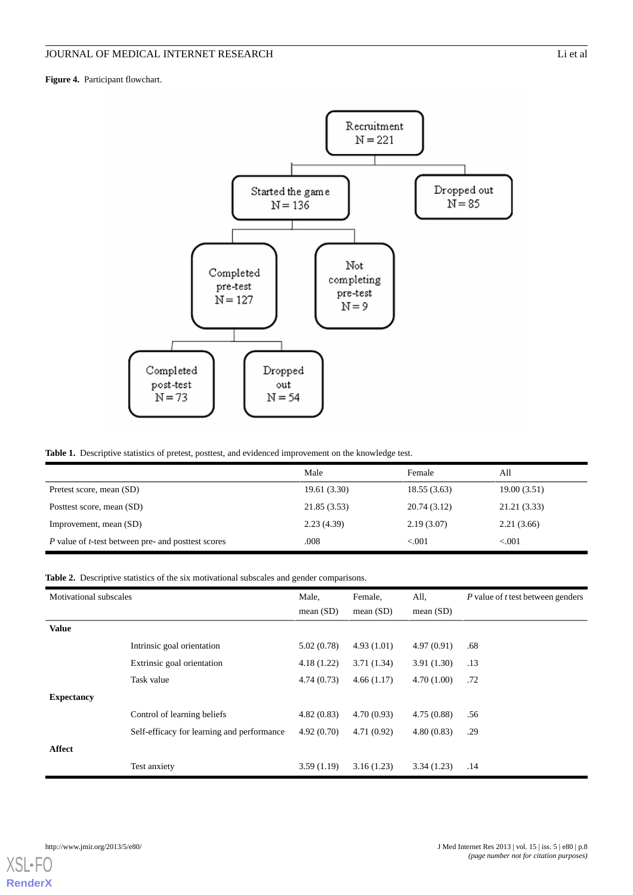**Figure 4.** Participant flowchart.

**Table 1.** Descriptive statistics of pretest, posttest, and evidenced improvement on the knowledge test.

| | Male | Female | All |
|---|---|---|---|
| Pretest score, mean (SD) | 19.61 (3.30) | 18.55 (3.63) | 19.00 (3.51) |
| Posttest score, mean (SD) | 21.85 (3.53) | 20.74 (3.12) | 21.21 (3.33) |
| Improvement, mean (SD) | 2.23 (4.39) | 2.19 (3.07) | 2.21 (3.66) |
| *P* value of *t*-test between pre- and posttest scores | .008 | <.001 | <.001 |

**Table 2.** Descriptive statistics of the six motivational subscales and gender comparisons.

| Motivational subscales | | Male, mean (SD) | Female, mean (SD) | All, mean (SD) | *P* value of *t* test between genders |
|---|---|---|---|---|---|
| **Value** | | | | | |
| | Intrinsic goal orientation | 5.02 (0.78) | 4.93 (1.01) | 4.97 (0.91) | .68 |
| | Extrinsic goal orientation | 4.18 (1.22) | 3.71 (1.34) | 3.91 (1.30) | .13 |
| | Task value | 4.74 (0.73) | 4.66 (1.17) | 4.70 (1.00) | .72 |
| **Expectancy** | | | | | |
| | Control of learning beliefs | 4.82 (0.83) | 4.70 (0.93) | 4.75 (0.88) | .56 |
| | Self-efficacy for learning and performance | 4.92 (0.70) | 4.71 (0.92) | 4.80 (0.83) | .29 |
| **Affect** | | | | | |
| | Test anxiety | 3.59 (1.19) | 3.16 (1.23) | 3.34 (1.23) | .14 |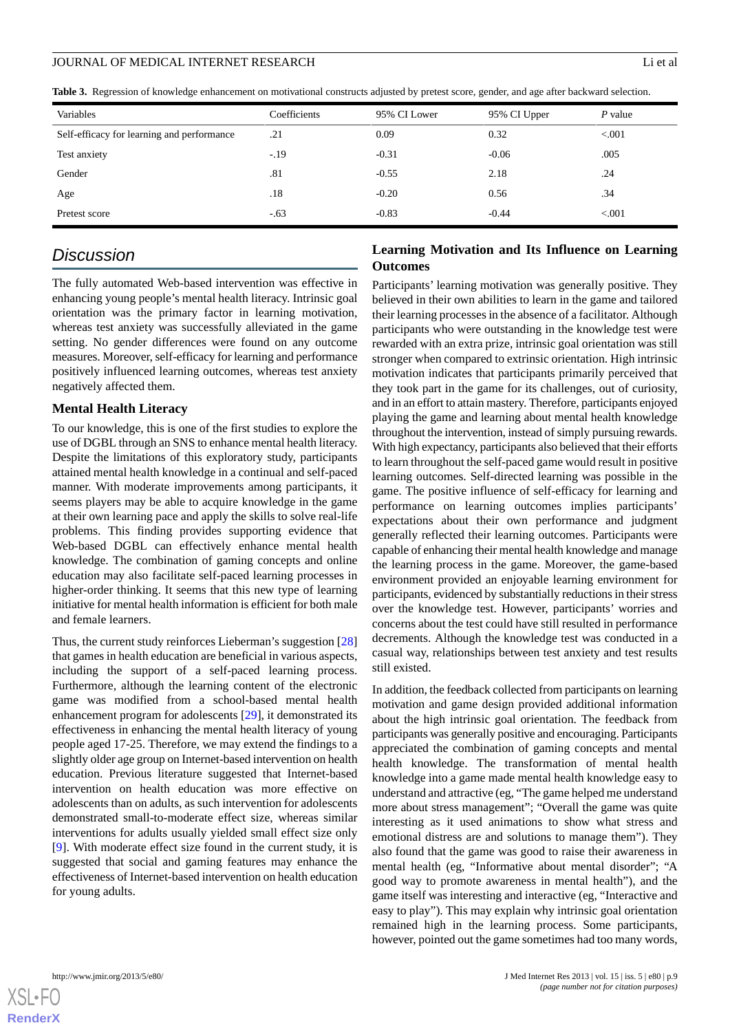**Table 3.** Regression of knowledge enhancement on motivational constructs adjusted by pretest score, gender, and age after backward selection.

| Variables | Coefficients | 95% CI Lower | 95% CI Upper | *P* value |
| --- | --- | --- | --- | --- |
| Self-efficacy for learning and performance | .21 | 0.09 | 0.32 | <.001 |
| Test anxiety | -.19 | -0.31 | -0.06 | .005 |
| Gender | .81 | -0.55 | 2.18 | .24 |
| Age | .18 | -0.20 | 0.56 | .34 |
| Pretest score | -.63 | -0.83 | -0.44 | <.001 |

## Discussion

The fully automated Web-based intervention was effective in enhancing young people's mental health literacy. Intrinsic goal orientation was the primary factor in learning motivation, whereas test anxiety was successfully alleviated in the game setting. No gender differences were found on any outcome measures. Moreover, self-efficacy for learning and performance positively influenced learning outcomes, whereas test anxiety negatively affected them.

### Mental Health Literacy

To our knowledge, this is one of the first studies to explore the use of DGBL through an SNS to enhance mental health literacy. Despite the limitations of this exploratory study, participants attained mental health knowledge in a continual and self-paced manner. With moderate improvements among participants, it seems players may be able to acquire knowledge in the game at their own learning pace and apply the skills to solve real-life problems. This finding provides supporting evidence that Web-based DGBL can effectively enhance mental health knowledge. The combination of gaming concepts and online education may also facilitate self-paced learning processes in higher-order thinking. It seems that this new type of learning initiative for mental health information is efficient for both male and female learners.

Thus, the current study reinforces Lieberman's suggestion [28] that games in health education are beneficial in various aspects, including the support of a self-paced learning process. Furthermore, although the learning content of the electronic game was modified from a school-based mental health enhancement program for adolescents [29], it demonstrated its effectiveness in enhancing the mental health literacy of young people aged 17-25. Therefore, we may extend the findings to a slightly older age group on Internet-based intervention on health education. Previous literature suggested that Internet-based intervention on health education was more effective on adolescents than on adults, as such intervention for adolescents demonstrated small-to-moderate effect size, whereas similar interventions for adults usually yielded small effect size only [9]. With moderate effect size found in the current study, it is suggested that social and gaming features may enhance the effectiveness of Internet-based intervention on health education for young adults.

### Learning Motivation and Its Influence on Learning Outcomes

Participants' learning motivation was generally positive. They believed in their own abilities to learn in the game and tailored their learning processes in the absence of a facilitator. Although participants who were outstanding in the knowledge test were rewarded with an extra prize, intrinsic goal orientation was still stronger when compared to extrinsic orientation. High intrinsic motivation indicates that participants primarily perceived that they took part in the game for its challenges, out of curiosity, and in an effort to attain mastery. Therefore, participants enjoyed playing the game and learning about mental health knowledge throughout the intervention, instead of simply pursuing rewards. With high expectancy, participants also believed that their efforts to learn throughout the self-paced game would result in positive learning outcomes. Self-directed learning was possible in the game. The positive influence of self-efficacy for learning and performance on learning outcomes implies participants' expectations about their own performance and judgment generally reflected their learning outcomes. Participants were capable of enhancing their mental health knowledge and manage the learning process in the game. Moreover, the game-based environment provided an enjoyable learning environment for participants, evidenced by substantially reductions in their stress over the knowledge test. However, participants' worries and concerns about the test could have still resulted in performance decrements. Although the knowledge test was conducted in a casual way, relationships between test anxiety and test results still existed.

In addition, the feedback collected from participants on learning motivation and game design provided additional information about the high intrinsic goal orientation. The feedback from participants was generally positive and encouraging. Participants appreciated the combination of gaming concepts and mental health knowledge. The transformation of mental health knowledge into a game made mental health knowledge easy to understand and attractive (eg, "The game helped me understand more about stress management"; "Overall the game was quite interesting as it used animations to show what stress and emotional distress are and solutions to manage them"). They also found that the game was good to raise their awareness in mental health (eg, "Informative about mental disorder"; "A good way to promote awareness in mental health"), and the game itself was interesting and interactive (eg, "Interactive and easy to play"). This may explain why intrinsic goal orientation remained high in the learning process. Some participants, however, pointed out the game sometimes had too many words,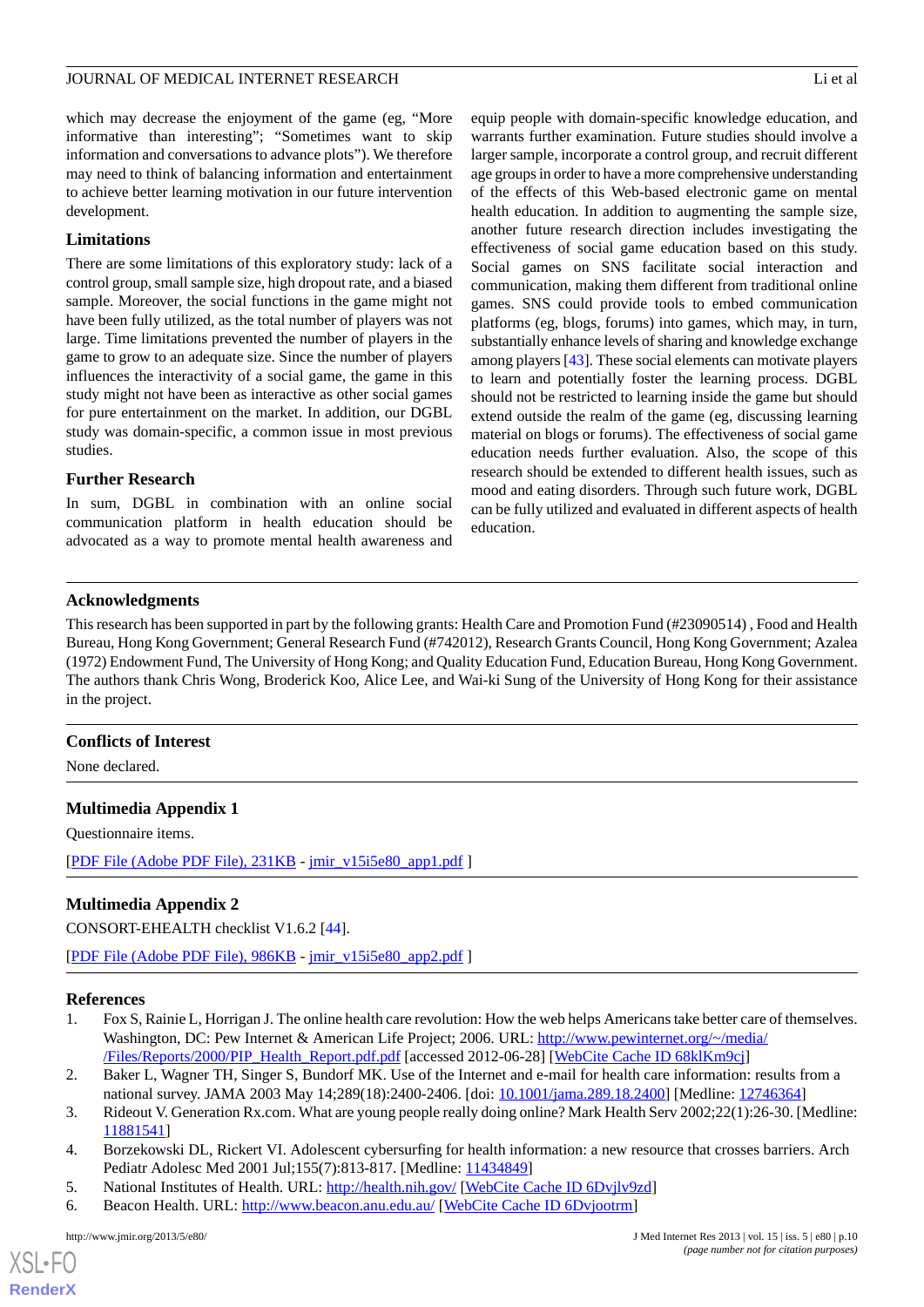which may decrease the enjoyment of the game (eg, "More informative than interesting"; "Sometimes want to skip information and conversations to advance plots"). We therefore may need to think of balancing information and entertainment to achieve better learning motivation in our future intervention development.

### Limitations

There are some limitations of this exploratory study: lack of a control group, small sample size, high dropout rate, and a biased sample. Moreover, the social functions in the game might not have been fully utilized, as the total number of players was not large. Time limitations prevented the number of players in the game to grow to an adequate size. Since the number of players influences the interactivity of a social game, the game in this study might not have been as interactive as other social games for pure entertainment on the market. In addition, our DGBL study was domain-specific, a common issue in most previous studies.

### Further Research

In sum, DGBL in combination with an online social communication platform in health education should be advocated as a way to promote mental health awareness and equip people with domain-specific knowledge education, and warrants further examination. Future studies should involve a larger sample, incorporate a control group, and recruit different age groups in order to have a more comprehensive understanding of the effects of this Web-based electronic game on mental health education. In addition to augmenting the sample size, another future research direction includes investigating the effectiveness of social game education based on this study. Social games on SNS facilitate social interaction and communication, making them different from traditional online games. SNS could provide tools to embed communication platforms (eg, blogs, forums) into games, which may, in turn, substantially enhance levels of sharing and knowledge exchange among players [43]. These social elements can motivate players to learn and potentially foster the learning process. DGBL should not be restricted to learning inside the game but should extend outside the realm of the game (eg, discussing learning material on blogs or forums). The effectiveness of social game education needs further evaluation. Also, the scope of this research should be extended to different health issues, such as mood and eating disorders. Through such future work, DGBL can be fully utilized and evaluated in different aspects of health education.

## Acknowledgments

This research has been supported in part by the following grants: Health Care and Promotion Fund (#23090514) , Food and Health Bureau, Hong Kong Government; General Research Fund (#742012), Research Grants Council, Hong Kong Government; Azalea (1972) Endowment Fund, The University of Hong Kong; and Quality Education Fund, Education Bureau, Hong Kong Government. The authors thank Chris Wong, Broderick Koo, Alice Lee, and Wai-ki Sung of the University of Hong Kong for their assistance in the project.

## Conflicts of Interest

None declared.

## Multimedia Appendix 1

Questionnaire items.

[PDF File (Adobe PDF File), 231KB - jmir_v15i5e80_app1.pdf ]

## Multimedia Appendix 2

CONSORT-EHEALTH checklist V1.6.2 [44].

[PDF File (Adobe PDF File), 986KB - jmir_v15i5e80_app2.pdf ]

## References

1. Fox S, Rainie L, Horrigan J. The online health care revolution: How the web helps Americans take better care of themselves. Washington, DC: Pew Internet & American Life Project; 2006. URL: http://www.pewinternet.org/~/media//Files/Reports/2000/PIP_Health_Report.pdf.pdf [accessed 2012-06-28] [WebCite Cache ID 68klKm9cj]
2. Baker L, Wagner TH, Singer S, Bundorf MK. Use of the Internet and e-mail for health care information: results from a national survey. JAMA 2003 May 14;289(18):2400-2406. [doi: 10.1001/jama.289.18.2400] [Medline: 12746364]
3. Rideout V. Generation Rx.com. What are young people really doing online? Mark Health Serv 2002;22(1):26-30. [Medline: 11881541]
4. Borzekowski DL, Rickert VI. Adolescent cybersurfing for health information: a new resource that crosses barriers. Arch Pediatr Adolesc Med 2001 Jul;155(7):813-817. [Medline: 11434849]
5. National Institutes of Health. URL: http://health.nih.gov/ [WebCite Cache ID 6Dvjlv9zd]
6. Beacon Health. URL: http://www.beacon.anu.edu.au/ [WebCite Cache ID 6Dvjootrm]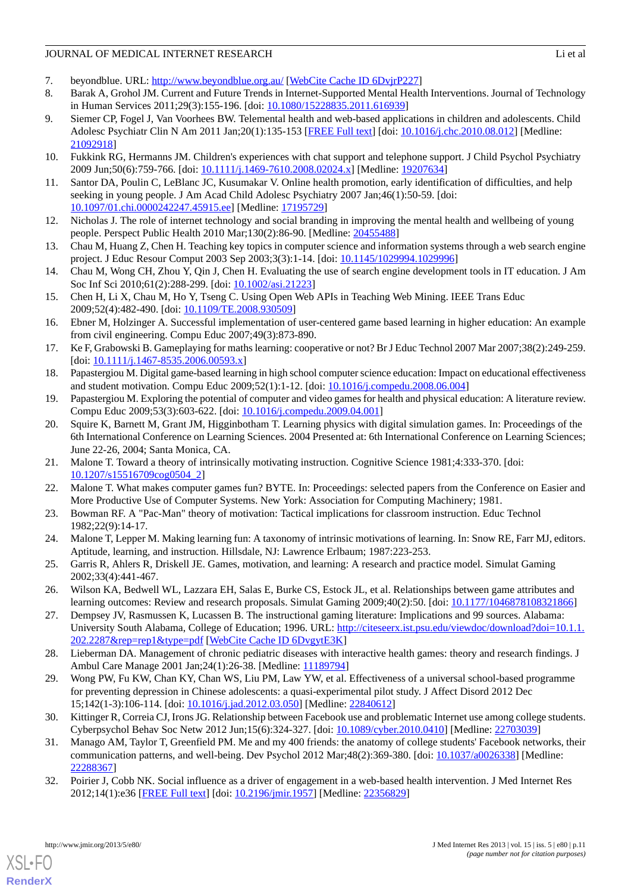7. beyondblue. URL: http://www.beyondblue.org.au/ [WebCite Cache ID 6DvjrP227]
8. Barak A, Grohol JM. Current and Future Trends in Internet-Supported Mental Health Interventions. Journal of Technology in Human Services 2011;29(3):155-196. [doi: 10.1080/15228835.2011.616939]
9. Siemer CP, Fogel J, Van Voorhees BW. Telemental health and web-based applications in children and adolescents. Child Adolesc Psychiatr Clin N Am 2011 Jan;20(1):135-153 [FREE Full text] [doi: 10.1016/j.chc.2010.08.012] [Medline: 21092918]
10. Fukkink RG, Hermanns JM. Children's experiences with chat support and telephone support. J Child Psychol Psychiatry 2009 Jun;50(6):759-766. [doi: 10.1111/j.1469-7610.2008.02024.x] [Medline: 19207634]
11. Santor DA, Poulin C, LeBlanc JC, Kusumakar V. Online health promotion, early identification of difficulties, and help seeking in young people. J Am Acad Child Adolesc Psychiatry 2007 Jan;46(1):50-59. [doi: 10.1097/01.chi.0000242247.45915.ee] [Medline: 17195729]
12. Nicholas J. The role of internet technology and social branding in improving the mental health and wellbeing of young people. Perspect Public Health 2010 Mar;130(2):86-90. [Medline: 20455488]
13. Chau M, Huang Z, Chen H. Teaching key topics in computer science and information systems through a web search engine project. J Educ Resour Comput 2003 Sep 2003;3(3):1-14. [doi: 10.1145/1029994.1029996]
14. Chau M, Wong CH, Zhou Y, Qin J, Chen H. Evaluating the use of search engine development tools in IT education. J Am Soc Inf Sci 2010;61(2):288-299. [doi: 10.1002/asi.21223]
15. Chen H, Li X, Chau M, Ho Y, Tseng C. Using Open Web APIs in Teaching Web Mining. IEEE Trans Educ 2009;52(4):482-490. [doi: 10.1109/TE.2008.930509]
16. Ebner M, Holzinger A. Successful implementation of user-centered game based learning in higher education: An example from civil engineering. Compu Educ 2007;49(3):873-890.
17. Ke F, Grabowski B. Gameplaying for maths learning: cooperative or not? Br J Educ Technol 2007 Mar 2007;38(2):249-259. [doi: 10.1111/j.1467-8535.2006.00593.x]
18. Papastergiou M. Digital game-based learning in high school computer science education: Impact on educational effectiveness and student motivation. Compu Educ 2009;52(1):1-12. [doi: 10.1016/j.compedu.2008.06.004]
19. Papastergiou M. Exploring the potential of computer and video games for health and physical education: A literature review. Compu Educ 2009;53(3):603-622. [doi: 10.1016/j.compedu.2009.04.001]
20. Squire K, Barnett M, Grant JM, Higginbotham T. Learning physics with digital simulation games. In: Proceedings of the 6th International Conference on Learning Sciences. 2004 Presented at: 6th International Conference on Learning Sciences; June 22-26, 2004; Santa Monica, CA.
21. Malone T. Toward a theory of intrinsically motivating instruction. Cognitive Science 1981;4:333-370. [doi: 10.1207/s15516709cog0504_2]
22. Malone T. What makes computer games fun? BYTE. In: Proceedings: selected papers from the Conference on Easier and More Productive Use of Computer Systems. New York: Association for Computing Machinery; 1981.
23. Bowman RF. A "Pac-Man" theory of motivation: Tactical implications for classroom instruction. Educ Technol 1982;22(9):14-17.
24. Malone T, Lepper M. Making learning fun: A taxonomy of intrinsic motivations of learning. In: Snow RE, Farr MJ, editors. Aptitude, learning, and instruction. Hillsdale, NJ: Lawrence Erlbaum; 1987:223-253.
25. Garris R, Ahlers R, Driskell JE. Games, motivation, and learning: A research and practice model. Simulat Gaming 2002;33(4):441-467.
26. Wilson KA, Bedwell WL, Lazzara EH, Salas E, Burke CS, Estock JL, et al. Relationships between game attributes and learning outcomes: Review and research proposals. Simulat Gaming 2009;40(2):50. [doi: 10.1177/1046878108321866]
27. Dempsey JV, Rasmussen K, Lucassen B. The instructional gaming literature: Implications and 99 sources. Alabama: University South Alabama, College of Education; 1996. URL: http://citeseerx.ist.psu.edu/viewdoc/download?doi=10.1.1.202.2287&rep=rep1&type=pdf [WebCite Cache ID 6DvgytE3K]
28. Lieberman DA. Management of chronic pediatric diseases with interactive health games: theory and research findings. J Ambul Care Manage 2001 Jan;24(1):26-38. [Medline: 11189794]
29. Wong PW, Fu KW, Chan KY, Chan WS, Liu PM, Law YW, et al. Effectiveness of a universal school-based programme for preventing depression in Chinese adolescents: a quasi-experimental pilot study. J Affect Disord 2012 Dec 15;142(1-3):106-114. [doi: 10.1016/j.jad.2012.03.050] [Medline: 22840612]
30. Kittinger R, Correia CJ, Irons JG. Relationship between Facebook use and problematic Internet use among college students. Cyberpsychol Behav Soc Netw 2012 Jun;15(6):324-327. [doi: 10.1089/cyber.2010.0410] [Medline: 22703039]
31. Manago AM, Taylor T, Greenfield PM. Me and my 400 friends: the anatomy of college students' Facebook networks, their communication patterns, and well-being. Dev Psychol 2012 Mar;48(2):369-380. [doi: 10.1037/a0026338] [Medline: 22288367]
32. Poirier J, Cobb NK. Social influence as a driver of engagement in a web-based health intervention. J Med Internet Res 2012;14(1):e36 [FREE Full text] [doi: 10.2196/jmir.1957] [Medline: 22356829]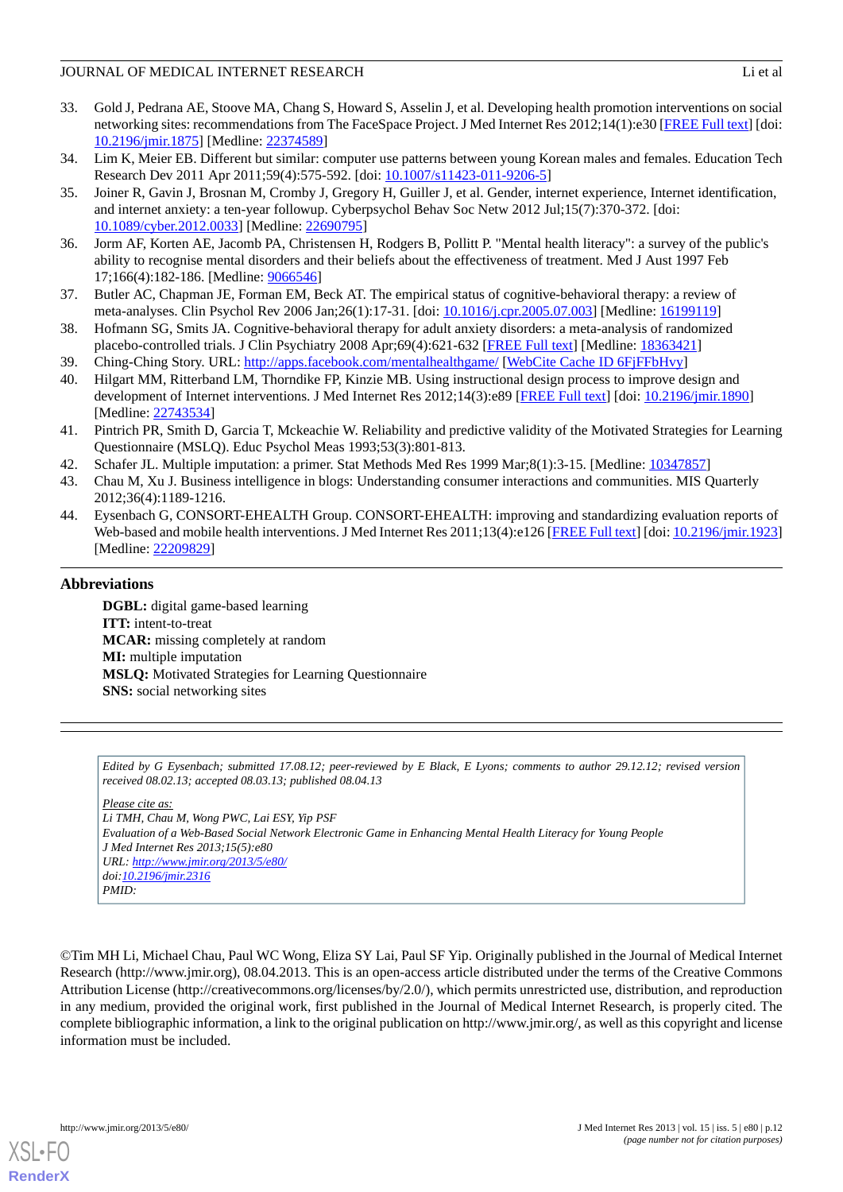33. Gold J, Pedrana AE, Stoove MA, Chang S, Howard S, Asselin J, et al. Developing health promotion interventions on social networking sites: recommendations from The FaceSpace Project. J Med Internet Res 2012;14(1):e30 [FREE Full text] [doi: 10.2196/jmir.1875] [Medline: 22374589]
34. Lim K, Meier EB. Different but similar: computer use patterns between young Korean males and females. Education Tech Research Dev 2011 Apr 2011;59(4):575-592. [doi: 10.1007/s11423-011-9206-5]
35. Joiner R, Gavin J, Brosnan M, Cromby J, Gregory H, Guiller J, et al. Gender, internet experience, Internet identification, and internet anxiety: a ten-year followup. Cyberpsychol Behav Soc Netw 2012 Jul;15(7):370-372. [doi: 10.1089/cyber.2012.0033] [Medline: 22690795]
36. Jorm AF, Korten AE, Jacomb PA, Christensen H, Rodgers B, Pollitt P. "Mental health literacy": a survey of the public's ability to recognise mental disorders and their beliefs about the effectiveness of treatment. Med J Aust 1997 Feb 17;166(4):182-186. [Medline: 9066546]
37. Butler AC, Chapman JE, Forman EM, Beck AT. The empirical status of cognitive-behavioral therapy: a review of meta-analyses. Clin Psychol Rev 2006 Jan;26(1):17-31. [doi: 10.1016/j.cpr.2005.07.003] [Medline: 16199119]
38. Hofmann SG, Smits JA. Cognitive-behavioral therapy for adult anxiety disorders: a meta-analysis of randomized placebo-controlled trials. J Clin Psychiatry 2008 Apr;69(4):621-632 [FREE Full text] [Medline: 18363421]
39. Ching-Ching Story. URL: http://apps.facebook.com/mentalhealthgame/ [WebCite Cache ID 6FjFFbHvy]
40. Hilgart MM, Ritterband LM, Thorndike FP, Kinzie MB. Using instructional design process to improve design and development of Internet interventions. J Med Internet Res 2012;14(3):e89 [FREE Full text] [doi: 10.2196/jmir.1890] [Medline: 22743534]
41. Pintrich PR, Smith D, Garcia T, Mckeachie W. Reliability and predictive validity of the Motivated Strategies for Learning Questionnaire (MSLQ). Educ Psychol Meas 1993;53(3):801-813.
42. Schafer JL. Multiple imputation: a primer. Stat Methods Med Res 1999 Mar;8(1):3-15. [Medline: 10347857]
43. Chau M, Xu J. Business intelligence in blogs: Understanding consumer interactions and communities. MIS Quarterly 2012;36(4):1189-1216.
44. Eysenbach G, CONSORT-EHEALTH Group. CONSORT-EHEALTH: improving and standardizing evaluation reports of Web-based and mobile health interventions. J Med Internet Res 2011;13(4):e126 [FREE Full text] [doi: 10.2196/jmir.1923] [Medline: 22209829]

## Abbreviations

**DGBL:** digital game-based learning
**ITT:** intent-to-treat
**MCAR:** missing completely at random
**MI:** multiple imputation
**MSLQ:** Motivated Strategies for Learning Questionnaire
**SNS:** social networking sites

*Edited by G Eysenbach; submitted 17.08.12; peer-reviewed by E Black, E Lyons; comments to author 29.12.12; revised version received 08.02.13; accepted 08.03.13; published 08.04.13*

*Please cite as:*
*Li TMH, Chau M, Wong PWC, Lai ESY, Yip PSF*
*Evaluation of a Web-Based Social Network Electronic Game in Enhancing Mental Health Literacy for Young People*
*J Med Internet Res 2013;15(5):e80*
*URL: http://www.jmir.org/2013/5/e80/*
*doi:10.2196/jmir.2316*
*PMID:*

©Tim MH Li, Michael Chau, Paul WC Wong, Eliza SY Lai, Paul SF Yip. Originally published in the Journal of Medical Internet Research (http://www.jmir.org), 08.04.2013. This is an open-access article distributed under the terms of the Creative Commons Attribution License (http://creativecommons.org/licenses/by/2.0/), which permits unrestricted use, distribution, and reproduction in any medium, provided the original work, first published in the Journal of Medical Internet Research, is properly cited. The complete bibliographic information, a link to the original publication on http://www.jmir.org/, as well as this copyright and license information must be included.